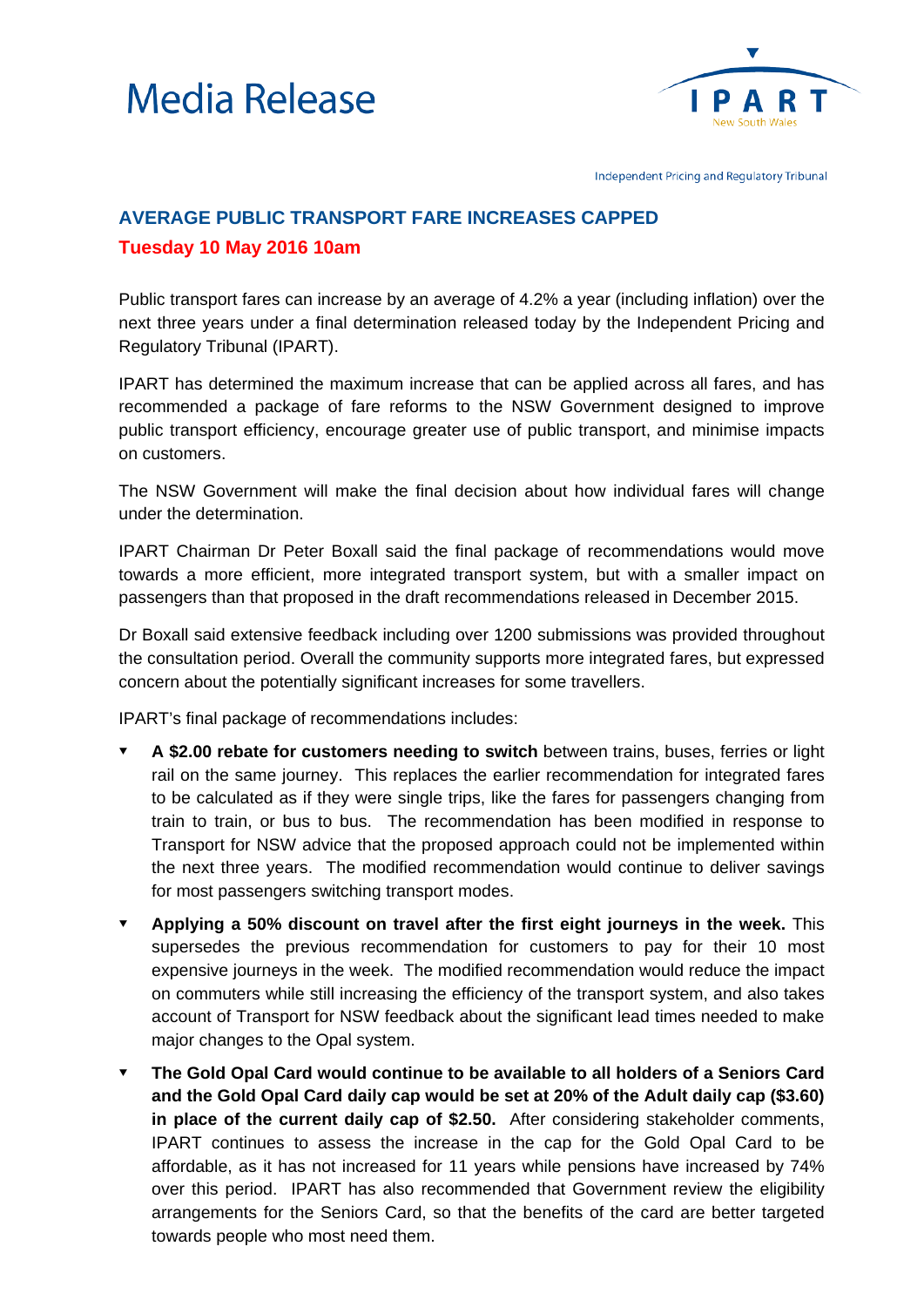# Media Release

IPART New South Wales

Independent Pricing and Regulatory Tribunal

## AVERAGE PUBLIC TRANSPORT FARE INCREASES CAPPED

**Tuesday 10 May 2016 10am**

Public transport fares can increase by an average of 4.2% a year (including inflation) over the next three years under a final determination released today by the Independent Pricing and Regulatory Tribunal (IPART).

IPART has determined the maximum increase that can be applied across all fares, and has recommended a package of fare reforms to the NSW Government designed to improve public transport efficiency, encourage greater use of public transport, and minimise impacts on customers.

The NSW Government will make the final decision about how individual fares will change under the determination.

IPART Chairman Dr Peter Boxall said the final package of recommendations would move towards a more efficient, more integrated transport system, but with a smaller impact on passengers than that proposed in the draft recommendations released in December 2015.

Dr Boxall said extensive feedback including over 1200 submissions was provided throughout the consultation period. Overall the community supports more integrated fares, but expressed concern about the potentially significant increases for some travellers.

IPART's final package of recommendations includes:

- **A $2.00 rebate for customers needing to switch** between trains, buses, ferries or light rail on the same journey. This replaces the earlier recommendation for integrated fares to be calculated as if they were single trips, like the fares for passengers changing from train to train, or bus to bus. The recommendation has been modified in response to Transport for NSW advice that the proposed approach could not be implemented within the next three years. The modified recommendation would continue to deliver savings for most passengers switching transport modes.
- **Applying a 50% discount on travel after the first eight journeys in the week.** This supersedes the previous recommendation for customers to pay for their 10 most expensive journeys in the week. The modified recommendation would reduce the impact on commuters while still increasing the efficiency of the transport system, and also takes account of Transport for NSW feedback about the significant lead times needed to make major changes to the Opal system.
- **The Gold Opal Card would continue to be available to all holders of a Seniors Card and the Gold Opal Card daily cap would be set at 20% of the Adult daily cap ($3.60) in place of the current daily cap of $2.50.** After considering stakeholder comments, IPART continues to assess the increase in the cap for the Gold Opal Card to be affordable, as it has not increased for 11 years while pensions have increased by 74% over this period. IPART has also recommended that Government review the eligibility arrangements for the Seniors Card, so that the benefits of the card are better targeted towards people who most need them.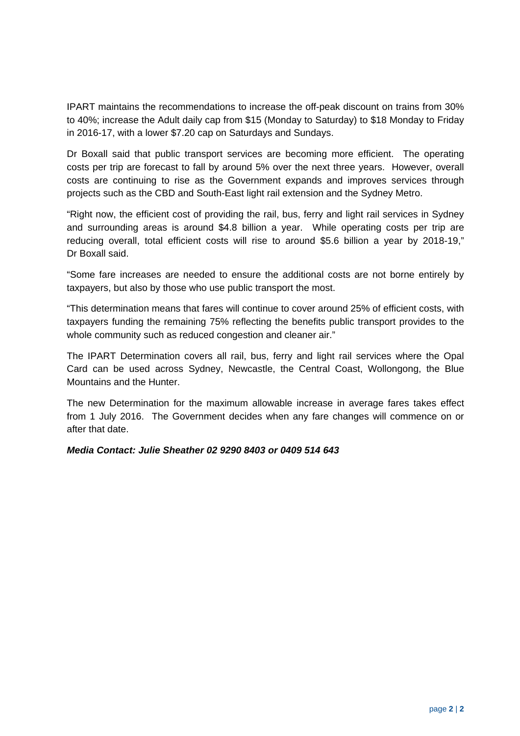IPART maintains the recommendations to increase the off-peak discount on trains from 30% to 40%; increase the Adult daily cap from $15 (Monday to Saturday) to $18 Monday to Friday in 2016-17, with a lower $7.20 cap on Saturdays and Sundays.

Dr Boxall said that public transport services are becoming more efficient. The operating costs per trip are forecast to fall by around 5% over the next three years. However, overall costs are continuing to rise as the Government expands and improves services through projects such as the CBD and South-East light rail extension and the Sydney Metro.

"Right now, the efficient cost of providing the rail, bus, ferry and light rail services in Sydney and surrounding areas is around $4.8 billion a year. While operating costs per trip are reducing overall, total efficient costs will rise to around $5.6 billion a year by 2018-19," Dr Boxall said.

"Some fare increases are needed to ensure the additional costs are not borne entirely by taxpayers, but also by those who use public transport the most.

"This determination means that fares will continue to cover around 25% of efficient costs, with taxpayers funding the remaining 75% reflecting the benefits public transport provides to the whole community such as reduced congestion and cleaner air."

The IPART Determination covers all rail, bus, ferry and light rail services where the Opal Card can be used across Sydney, Newcastle, the Central Coast, Wollongong, the Blue Mountains and the Hunter.

The new Determination for the maximum allowable increase in average fares takes effect from 1 July 2016. The Government decides when any fare changes will commence on or after that date.

***Media Contact: Julie Sheather 02 9290 8403 or 0409 514 643***